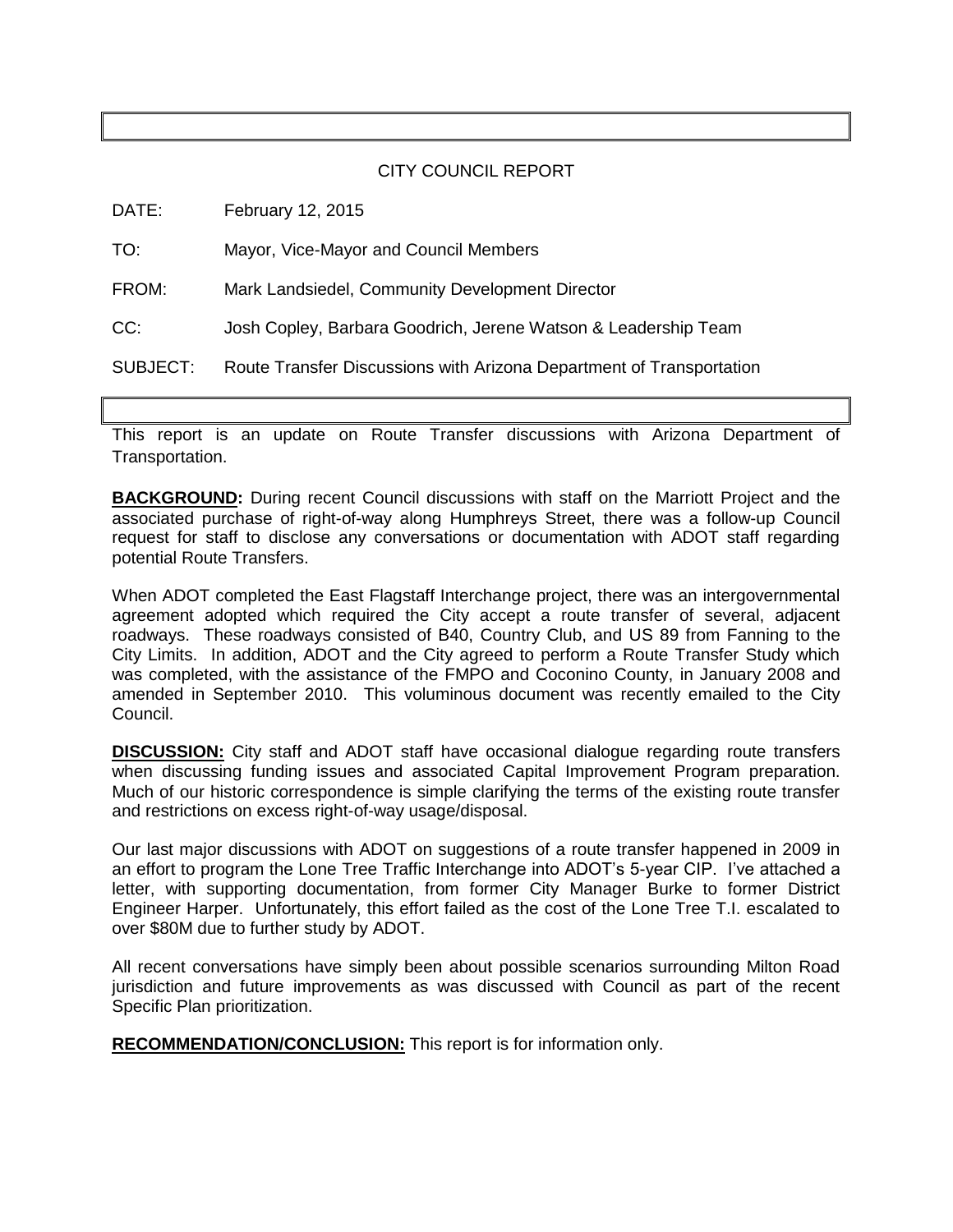# CITY COUNCIL REPORT

DATE: February 12, 2015

TO: Mayor, Vice-Mayor and Council Members

FROM: Mark Landsiedel, Community Development Director

CC: Josh Copley, Barbara Goodrich, Jerene Watson & Leadership Team

SUBJECT: Route Transfer Discussions with Arizona Department of Transportation

This report is an update on Route Transfer discussions with Arizona Department of Transportation.

**BACKGROUND:** During recent Council discussions with staff on the Marriott Project and the associated purchase of right-of-way along Humphreys Street, there was a follow-up Council request for staff to disclose any conversations or documentation with ADOT staff regarding potential Route Transfers.

When ADOT completed the East Flagstaff Interchange project, there was an intergovernmental agreement adopted which required the City accept a route transfer of several, adjacent roadways. These roadways consisted of B40, Country Club, and US 89 from Fanning to the City Limits. In addition, ADOT and the City agreed to perform a Route Transfer Study which was completed, with the assistance of the FMPO and Coconino County, in January 2008 and amended in September 2010. This voluminous document was recently emailed to the City Council.

**DISCUSSION:** City staff and ADOT staff have occasional dialogue regarding route transfers when discussing funding issues and associated Capital Improvement Program preparation. Much of our historic correspondence is simple clarifying the terms of the existing route transfer and restrictions on excess right-of-way usage/disposal.

Our last major discussions with ADOT on suggestions of a route transfer happened in 2009 in an effort to program the Lone Tree Traffic Interchange into ADOT's 5-year CIP. I've attached a letter, with supporting documentation, from former City Manager Burke to former District Engineer Harper. Unfortunately, this effort failed as the cost of the Lone Tree T.I. escalated to over $80M due to further study by ADOT.

All recent conversations have simply been about possible scenarios surrounding Milton Road jurisdiction and future improvements as was discussed with Council as part of the recent Specific Plan prioritization.

**RECOMMENDATION/CONCLUSION:** This report is for information only.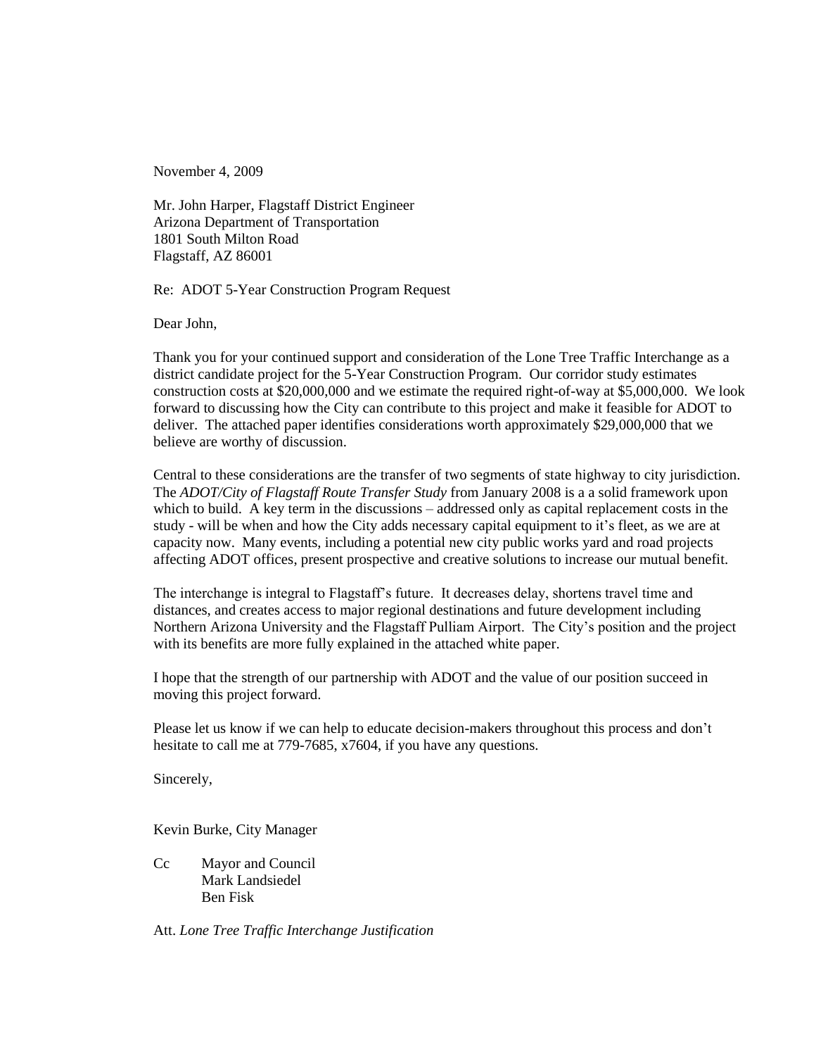November 4, 2009

Mr. John Harper, Flagstaff District Engineer  
Arizona Department of Transportation  
1801 South Milton Road  
Flagstaff, AZ 86001

Re: ADOT 5-Year Construction Program Request

Dear John,

Thank you for your continued support and consideration of the Lone Tree Traffic Interchange as a district candidate project for the 5-Year Construction Program. Our corridor study estimates construction costs at $20,000,000 and we estimate the required right-of-way at $5,000,000. We look forward to discussing how the City can contribute to this project and make it feasible for ADOT to deliver. The attached paper identifies considerations worth approximately $29,000,000 that we believe are worthy of discussion.

Central to these considerations are the transfer of two segments of state highway to city jurisdiction. The *ADOT/City of Flagstaff Route Transfer Study* from January 2008 is a a solid framework upon which to build. A key term in the discussions – addressed only as capital replacement costs in the study - will be when and how the City adds necessary capital equipment to it's fleet, as we are at capacity now. Many events, including a potential new city public works yard and road projects affecting ADOT offices, present prospective and creative solutions to increase our mutual benefit.

The interchange is integral to Flagstaff's future. It decreases delay, shortens travel time and distances, and creates access to major regional destinations and future development including Northern Arizona University and the Flagstaff Pulliam Airport. The City's position and the project with its benefits are more fully explained in the attached white paper.

I hope that the strength of our partnership with ADOT and the value of our position succeed in moving this project forward.

Please let us know if we can help to educate decision-makers throughout this process and don't hesitate to call me at 779-7685, x7604, if you have any questions.

Sincerely,

Kevin Burke, City Manager

Cc Mayor and Council  
Mark Landsiedel  
Ben Fisk

Att. *Lone Tree Traffic Interchange Justification*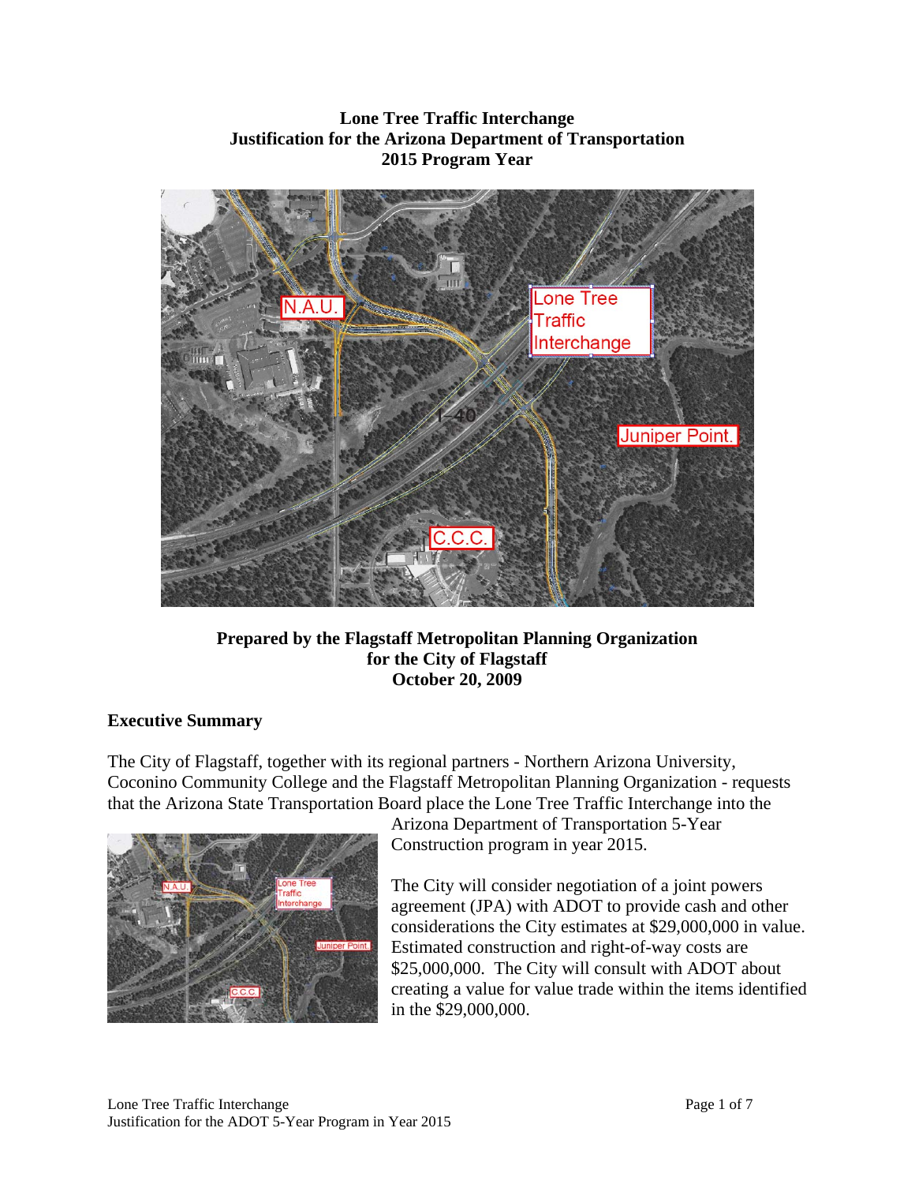**Lone Tree Traffic Interchange**
**Justification for the Arizona Department of Transportation**
**2015 Program Year**

**Prepared by the Flagstaff Metropolitan Planning Organization**
**for the City of Flagstaff**
**October 20, 2009**

## Executive Summary

The City of Flagstaff, together with its regional partners - Northern Arizona University, Coconino Community College and the Flagstaff Metropolitan Planning Organization - requests that the Arizona State Transportation Board place the Lone Tree Traffic Interchange into the Arizona Department of Transportation 5-Year Construction program in year 2015.

The City will consider negotiation of a joint powers agreement (JPA) with ADOT to provide cash and other considerations the City estimates at $29,000,000 in value. Estimated construction and right-of-way costs are $25,000,000. The City will consult with ADOT about creating a value for value trade within the items identified in the $29,000,000.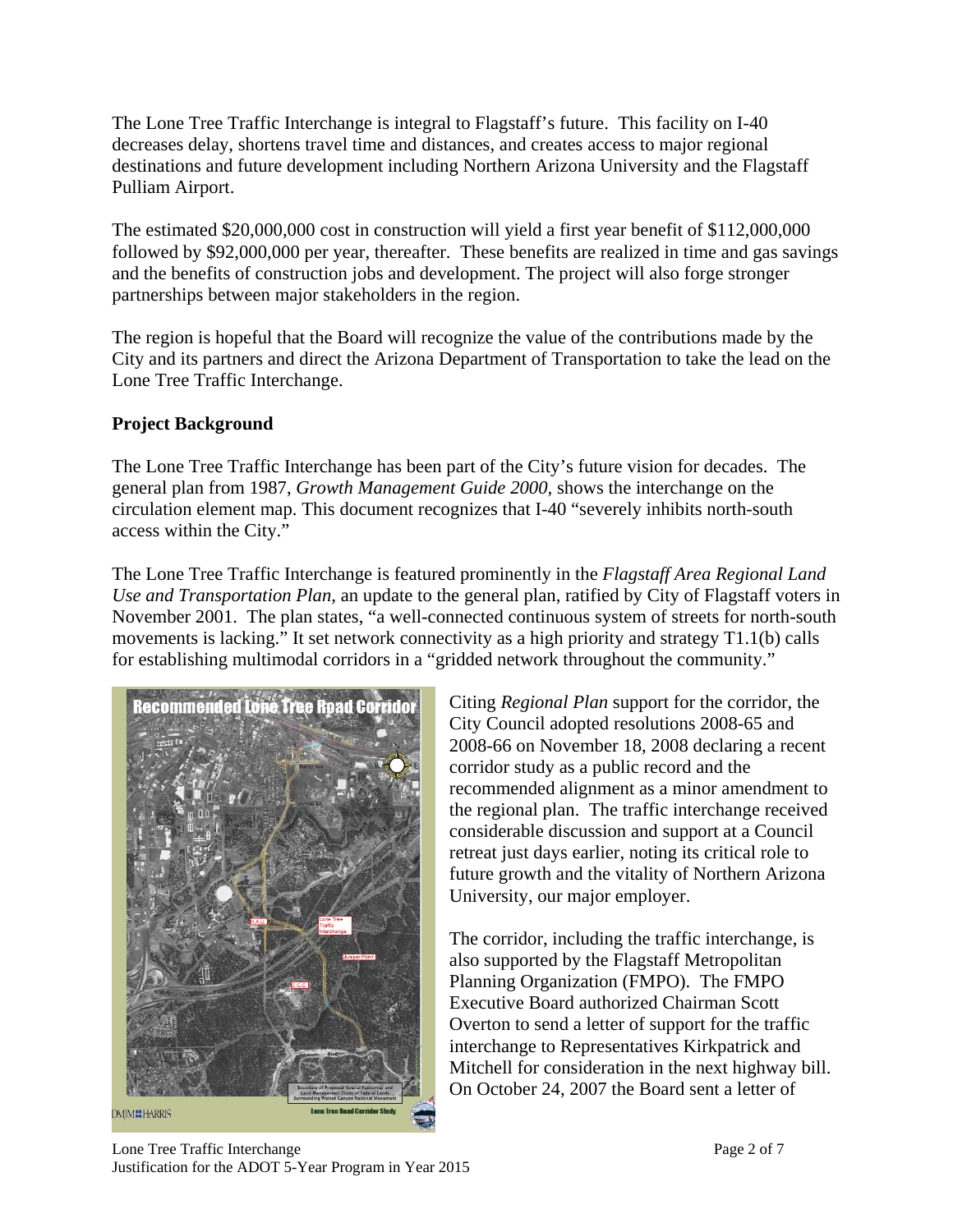The Lone Tree Traffic Interchange is integral to Flagstaff's future. This facility on I-40 decreases delay, shortens travel time and distances, and creates access to major regional destinations and future development including Northern Arizona University and the Flagstaff Pulliam Airport.

The estimated $20,000,000 cost in construction will yield a first year benefit of $112,000,000 followed by $92,000,000 per year, thereafter. These benefits are realized in time and gas savings and the benefits of construction jobs and development. The project will also forge stronger partnerships between major stakeholders in the region.

The region is hopeful that the Board will recognize the value of the contributions made by the City and its partners and direct the Arizona Department of Transportation to take the lead on the Lone Tree Traffic Interchange.

**Project Background**

The Lone Tree Traffic Interchange has been part of the City's future vision for decades. The general plan from 1987, *Growth Management Guide 2000*, shows the interchange on the circulation element map. This document recognizes that I-40 "severely inhibits north-south access within the City."

The Lone Tree Traffic Interchange is featured prominently in the *Flagstaff Area Regional Land Use and Transportation Plan*, an update to the general plan, ratified by City of Flagstaff voters in November 2001. The plan states, "a well-connected continuous system of streets for north-south movements is lacking." It set network connectivity as a high priority and strategy T1.1(b) calls for establishing multimodal corridors in a "gridded network throughout the community."

Citing *Regional Plan* support for the corridor, the City Council adopted resolutions 2008-65 and 2008-66 on November 18, 2008 declaring a recent corridor study as a public record and the recommended alignment as a minor amendment to the regional plan. The traffic interchange received considerable discussion and support at a Council retreat just days earlier, noting its critical role to future growth and the vitality of Northern Arizona University, our major employer.

The corridor, including the traffic interchange, is also supported by the Flagstaff Metropolitan Planning Organization (FMPO). The FMPO Executive Board authorized Chairman Scott Overton to send a letter of support for the traffic interchange to Representatives Kirkpatrick and Mitchell for consideration in the next highway bill. On October 24, 2007 the Board sent a letter of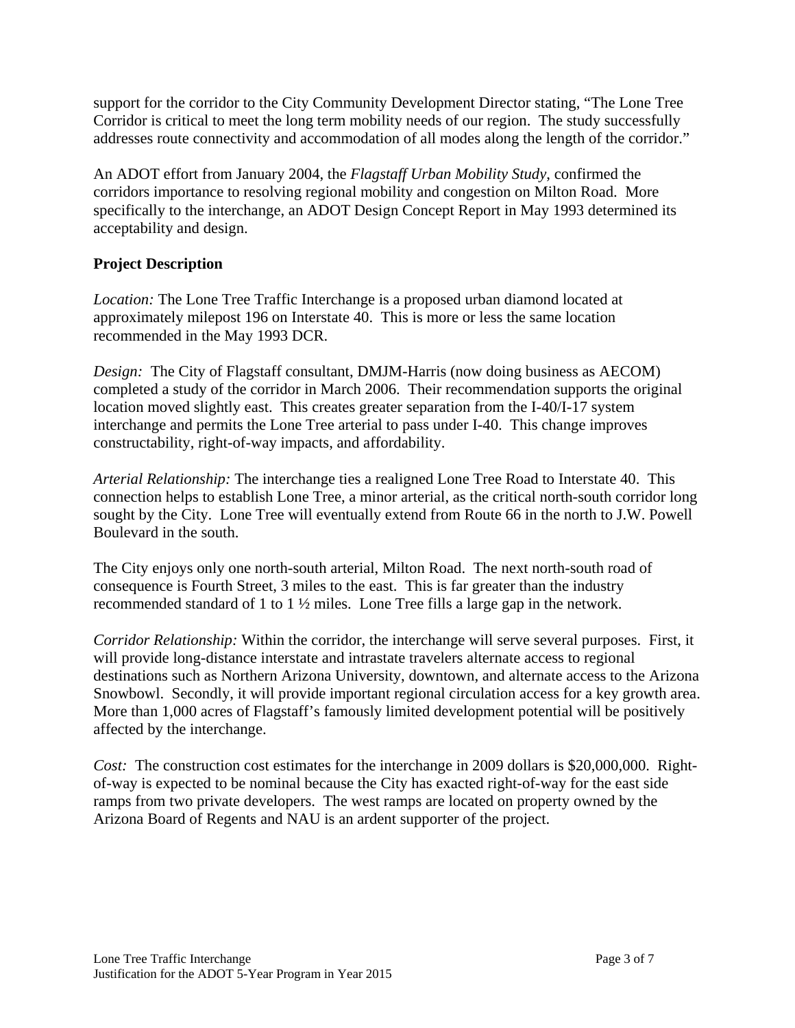support for the corridor to the City Community Development Director stating, "The Lone Tree Corridor is critical to meet the long term mobility needs of our region. The study successfully addresses route connectivity and accommodation of all modes along the length of the corridor."

An ADOT effort from January 2004, the *Flagstaff Urban Mobility Study*, confirmed the corridors importance to resolving regional mobility and congestion on Milton Road. More specifically to the interchange, an ADOT Design Concept Report in May 1993 determined its acceptability and design.

## Project Description

*Location:* The Lone Tree Traffic Interchange is a proposed urban diamond located at approximately milepost 196 on Interstate 40. This is more or less the same location recommended in the May 1993 DCR.

*Design:* The City of Flagstaff consultant, DMJM-Harris (now doing business as AECOM) completed a study of the corridor in March 2006. Their recommendation supports the original location moved slightly east. This creates greater separation from the I-40/I-17 system interchange and permits the Lone Tree arterial to pass under I-40. This change improves constructability, right-of-way impacts, and affordability.

*Arterial Relationship:* The interchange ties a realigned Lone Tree Road to Interstate 40. This connection helps to establish Lone Tree, a minor arterial, as the critical north-south corridor long sought by the City. Lone Tree will eventually extend from Route 66 in the north to J.W. Powell Boulevard in the south.

The City enjoys only one north-south arterial, Milton Road. The next north-south road of consequence is Fourth Street, 3 miles to the east. This is far greater than the industry recommended standard of 1 to 1 ½ miles. Lone Tree fills a large gap in the network.

*Corridor Relationship:* Within the corridor, the interchange will serve several purposes. First, it will provide long-distance interstate and intrastate travelers alternate access to regional destinations such as Northern Arizona University, downtown, and alternate access to the Arizona Snowbowl. Secondly, it will provide important regional circulation access for a key growth area. More than 1,000 acres of Flagstaff's famously limited development potential will be positively affected by the interchange.

*Cost:* The construction cost estimates for the interchange in 2009 dollars is $20,000,000. Right-of-way is expected to be nominal because the City has exacted right-of-way for the east side ramps from two private developers. The west ramps are located on property owned by the Arizona Board of Regents and NAU is an ardent supporter of the project.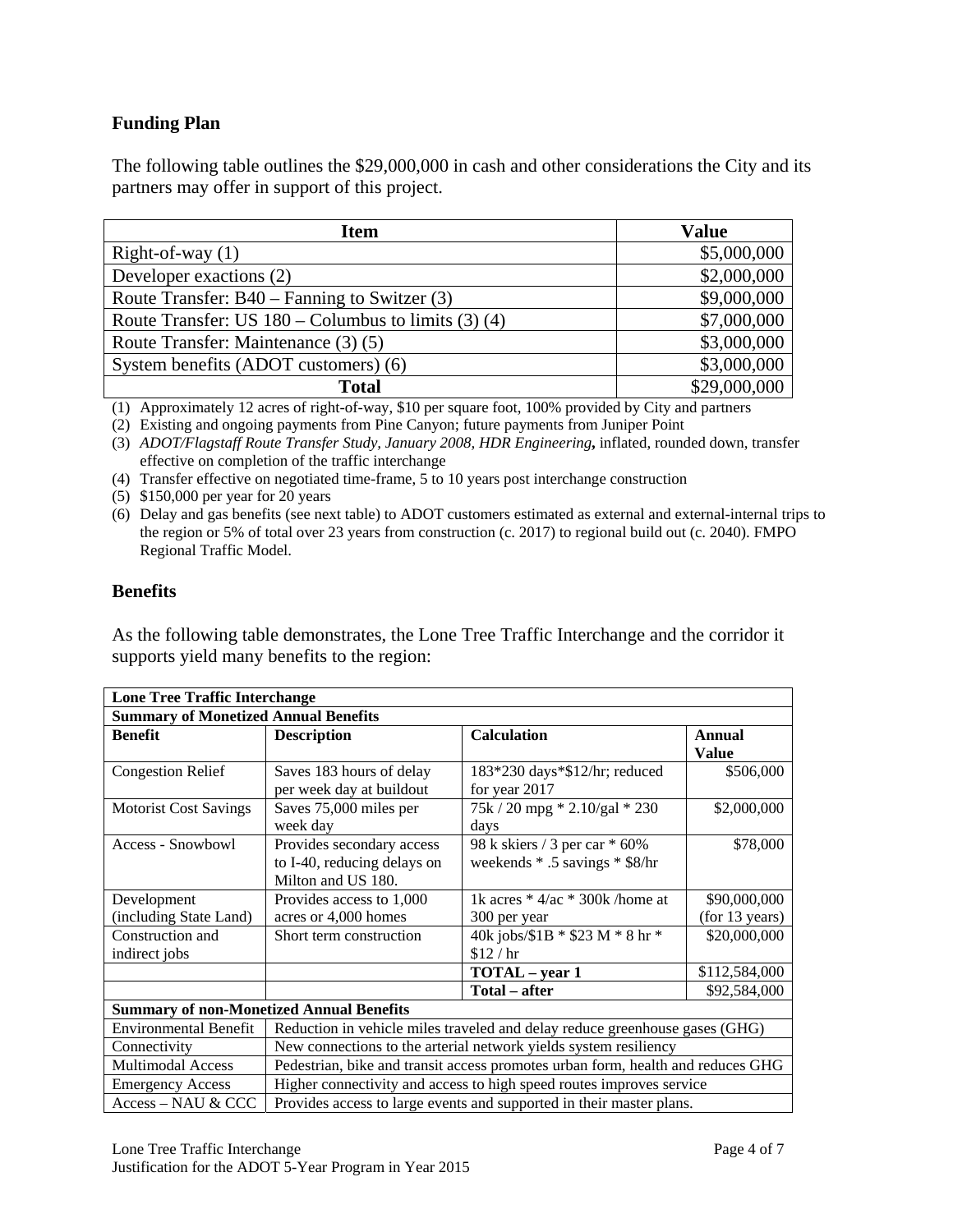### Funding Plan

The following table outlines the $29,000,000 in cash and other considerations the City and its partners may offer in support of this project.

| Item | Value |
|---|---|
| Right-of-way (1) | $5,000,000 |
| Developer exactions (2) | $2,000,000 |
| Route Transfer: B40 – Fanning to Switzer (3) | $9,000,000 |
| Route Transfer: US 180 – Columbus to limits (3) (4) | $7,000,000 |
| Route Transfer: Maintenance (3) (5) | $3,000,000 |
| System benefits (ADOT customers) (6) | $3,000,000 |
| **Total** | $29,000,000 |

(1) Approximately 12 acres of right-of-way, $10 per square foot, 100% provided by City and partners
(2) Existing and ongoing payments from Pine Canyon; future payments from Juniper Point
(3) *ADOT/Flagstaff Route Transfer Study, January 2008, HDR Engineering*, inflated, rounded down, transfer effective on completion of the traffic interchange
(4) Transfer effective on negotiated time-frame, 5 to 10 years post interchange construction
(5) $150,000 per year for 20 years
(6) Delay and gas benefits (see next table) to ADOT customers estimated as external and external-internal trips to the region or 5% of total over 23 years from construction (c. 2017) to regional build out (c. 2040). FMPO Regional Traffic Model.

### Benefits

As the following table demonstrates, the Lone Tree Traffic Interchange and the corridor it supports yield many benefits to the region:

| **Lone Tree Traffic Interchange** | | | |
|---|---|---|---|
| **Summary of Monetized Annual Benefits** | | | |
| **Benefit** | **Description** | **Calculation** | **Annual Value** |
| Congestion Relief | Saves 183 hours of delay per week day at buildout | 183*230 days*$12/hr; reduced for year 2017 | $506,000 |
| Motorist Cost Savings | Saves 75,000 miles per week day | 75k / 20 mpg * 2.10/gal * 230 days | $2,000,000 |
| Access - Snowbowl | Provides secondary access to I-40, reducing delays on Milton and US 180. | 98 k skiers / 3 per car * 60% weekends * .5 savings * $8/hr | $78,000 |
| Development (including State Land) | Provides access to 1,000 acres or 4,000 homes | 1k acres * 4/ac * 300k /home at 300 per year | $90,000,000 (for 13 years) |
| Construction and indirect jobs | Short term construction | 40k jobs/$1B * $23 M * 8 hr * $12 / hr | $20,000,000 |
| | | **TOTAL – year 1** | $112,584,000 |
| | | **Total – after** | $92,584,000 |
| **Summary of non-Monetized Annual Benefits** | | | |
| Environmental Benefit | Reduction in vehicle miles traveled and delay reduce greenhouse gases (GHG) | | |
| Connectivity | New connections to the arterial network yields system resiliency | | |
| Multimodal Access | Pedestrian, bike and transit access promotes urban form, health and reduces GHG | | |
| Emergency Access | Higher connectivity and access to high speed routes improves service | | |
| Access – NAU & CCC | Provides access to large events and supported in their master plans. | | |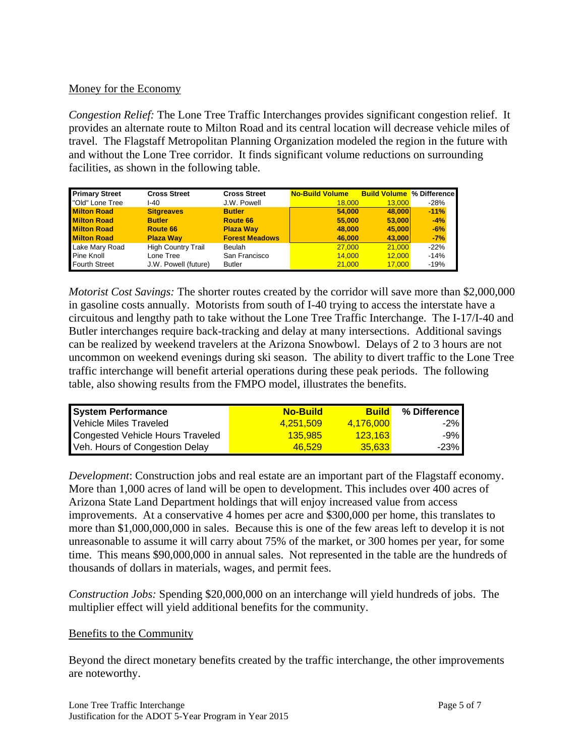Money for the Economy

*Congestion Relief:* The Lone Tree Traffic Interchanges provides significant congestion relief. It provides an alternate route to Milton Road and its central location will decrease vehicle miles of travel. The Flagstaff Metropolitan Planning Organization modeled the region in the future with and without the Lone Tree corridor. It finds significant volume reductions on surrounding facilities, as shown in the following table.

| Primary Street | Cross Street | Cross Street | No-Build Volume | Build Volume | % Difference |
|---|---|---|---|---|---|
| "Old" Lone Tree | I-40 | J.W. Powell | 18,000 | 13,000 | -28% |
| **Milton Road** | **Sitgreaves** | **Butler** | **54,000** | **48,000** | **-11%** |
| **Milton Road** | **Butler** | **Route 66** | **55,000** | **53,000** | **-4%** |
| **Milton Road** | **Route 66** | **Plaza Way** | **48,000** | **45,000** | **-6%** |
| **Milton Road** | **Plaza Way** | **Forest Meadows** | **46,000** | **43,000** | **-7%** |
| Lake Mary Road | High Country Trail | Beulah | 27,000 | 21,000 | -22% |
| Pine Knoll | Lone Tree | San Francisco | 14,000 | 12,000 | -14% |
| Fourth Street | J.W. Powell (future) | Butler | 21,000 | 17,000 | -19% |

*Motorist Cost Savings:* The shorter routes created by the corridor will save more than $2,000,000 in gasoline costs annually. Motorists from south of I-40 trying to access the interstate have a circuitous and lengthy path to take without the Lone Tree Traffic Interchange. The I-17/I-40 and Butler interchanges require back-tracking and delay at many intersections. Additional savings can be realized by weekend travelers at the Arizona Snowbowl. Delays of 2 to 3 hours are not uncommon on weekend evenings during ski season. The ability to divert traffic to the Lone Tree traffic interchange will benefit arterial operations during these peak periods. The following table, also showing results from the FMPO model, illustrates the benefits.

| System Performance | No-Build | Build | % Difference |
|---|---|---|---|
| Vehicle Miles Traveled | 4,251,509 | 4,176,000 | -2% |
| Congested Vehicle Hours Traveled | 135,985 | 123,163 | -9% |
| Veh. Hours of Congestion Delay | 46,529 | 35,633 | -23% |

*Development*: Construction jobs and real estate are an important part of the Flagstaff economy. More than 1,000 acres of land will be open to development. This includes over 400 acres of Arizona State Land Department holdings that will enjoy increased value from access improvements. At a conservative 4 homes per acre and $300,000 per home, this translates to more than $1,000,000,000 in sales. Because this is one of the few areas left to develop it is not unreasonable to assume it will carry about 75% of the market, or 300 homes per year, for some time. This means $90,000,000 in annual sales. Not represented in the table are the hundreds of thousands of dollars in materials, wages, and permit fees.

*Construction Jobs:* Spending $20,000,000 on an interchange will yield hundreds of jobs. The multiplier effect will yield additional benefits for the community.

Benefits to the Community

Beyond the direct monetary benefits created by the traffic interchange, the other improvements are noteworthy.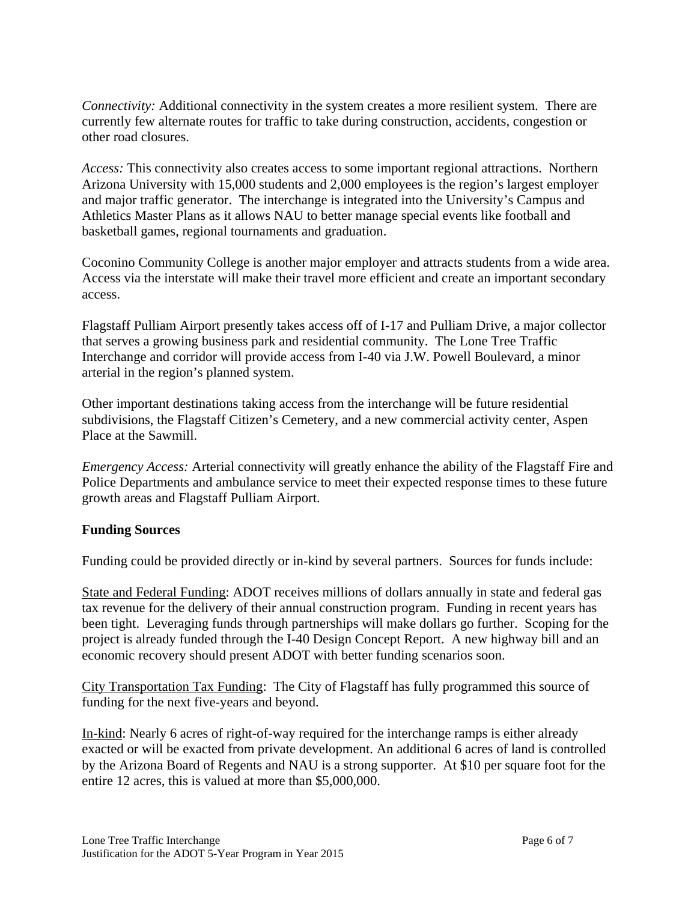*Connectivity:* Additional connectivity in the system creates a more resilient system. There are currently few alternate routes for traffic to take during construction, accidents, congestion or other road closures.

*Access:* This connectivity also creates access to some important regional attractions. Northern Arizona University with 15,000 students and 2,000 employees is the region's largest employer and major traffic generator. The interchange is integrated into the University's Campus and Athletics Master Plans as it allows NAU to better manage special events like football and basketball games, regional tournaments and graduation.

Coconino Community College is another major employer and attracts students from a wide area. Access via the interstate will make their travel more efficient and create an important secondary access.

Flagstaff Pulliam Airport presently takes access off of I-17 and Pulliam Drive, a major collector that serves a growing business park and residential community. The Lone Tree Traffic Interchange and corridor will provide access from I-40 via J.W. Powell Boulevard, a minor arterial in the region's planned system.

Other important destinations taking access from the interchange will be future residential subdivisions, the Flagstaff Citizen's Cemetery, and a new commercial activity center, Aspen Place at the Sawmill.

*Emergency Access:* Arterial connectivity will greatly enhance the ability of the Flagstaff Fire and Police Departments and ambulance service to meet their expected response times to these future growth areas and Flagstaff Pulliam Airport.

**Funding Sources**

Funding could be provided directly or in-kind by several partners. Sources for funds include:

<u>State and Federal Funding</u>: ADOT receives millions of dollars annually in state and federal gas tax revenue for the delivery of their annual construction program. Funding in recent years has been tight. Leveraging funds through partnerships will make dollars go further. Scoping for the project is already funded through the I-40 Design Concept Report. A new highway bill and an economic recovery should present ADOT with better funding scenarios soon.

<u>City Transportation Tax Funding</u>: The City of Flagstaff has fully programmed this source of funding for the next five-years and beyond.

<u>In-kind</u>: Nearly 6 acres of right-of-way required for the interchange ramps is either already exacted or will be exacted from private development. An additional 6 acres of land is controlled by the Arizona Board of Regents and NAU is a strong supporter. At $10 per square foot for the entire 12 acres, this is valued at more than $5,000,000.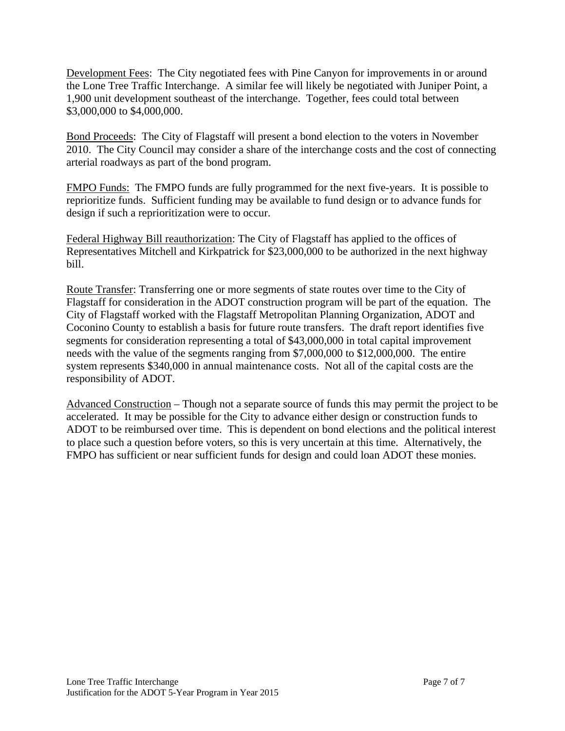<u>Development Fees</u>: The City negotiated fees with Pine Canyon for improvements in or around the Lone Tree Traffic Interchange. A similar fee will likely be negotiated with Juniper Point, a 1,900 unit development southeast of the interchange. Together, fees could total between $3,000,000 to $4,000,000.

<u>Bond Proceeds</u>: The City of Flagstaff will present a bond election to the voters in November 2010. The City Council may consider a share of the interchange costs and the cost of connecting arterial roadways as part of the bond program.

<u>FMPO Funds:</u> The FMPO funds are fully programmed for the next five-years. It is possible to reprioritize funds. Sufficient funding may be available to fund design or to advance funds for design if such a reprioritization were to occur.

<u>Federal Highway Bill reauthorization</u>: The City of Flagstaff has applied to the offices of Representatives Mitchell and Kirkpatrick for $23,000,000 to be authorized in the next highway bill.

<u>Route Transfer</u>: Transferring one or more segments of state routes over time to the City of Flagstaff for consideration in the ADOT construction program will be part of the equation. The City of Flagstaff worked with the Flagstaff Metropolitan Planning Organization, ADOT and Coconino County to establish a basis for future route transfers. The draft report identifies five segments for consideration representing a total of $43,000,000 in total capital improvement needs with the value of the segments ranging from $7,000,000 to $12,000,000. The entire system represents $340,000 in annual maintenance costs. Not all of the capital costs are the responsibility of ADOT.

<u>Advanced Construction</u> – Though not a separate source of funds this may permit the project to be accelerated. It may be possible for the City to advance either design or construction funds to ADOT to be reimbursed over time. This is dependent on bond elections and the political interest to place such a question before voters, so this is very uncertain at this time. Alternatively, the FMPO has sufficient or near sufficient funds for design and could loan ADOT these monies.